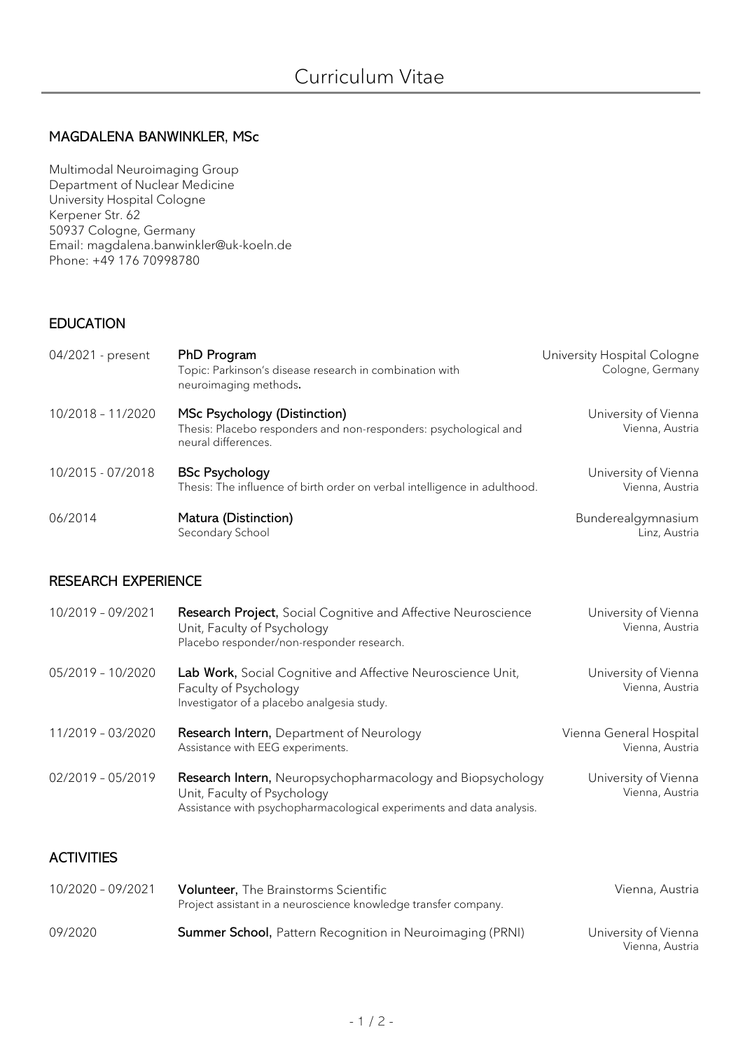# Curriculum Vitae

## MAGDALENA BANWINKLER, MSc

Multimodal Neuroimaging Group
Department of Nuclear Medicine
University Hospital Cologne
Kerpener Str. 62
50937 Cologne, Germany
Email: magdalena.banwinkler@uk-koeln.de
Phone: +49 176 70998780

## EDUCATION

04/2021 - present — **PhD Program** — University Hospital Cologne, Cologne, Germany
Topic: Parkinson's disease research in combination with neuroimaging methods.

10/2018 – 11/2020 — **MSc Psychology (Distinction)** — University of Vienna, Vienna, Austria
Thesis: Placebo responders and non-responders: psychological and neural differences.

10/2015 - 07/2018 — **BSc Psychology** — University of Vienna, Vienna, Austria
Thesis: The influence of birth order on verbal intelligence in adulthood.

06/2014 — **Matura (Distinction)** — Bunderealgymnasium, Linz, Austria
Secondary School

## RESEARCH EXPERIENCE

10/2019 – 09/2021 — **Research Project,** Social Cognitive and Affective Neuroscience Unit, Faculty of Psychology — University of Vienna, Vienna, Austria
Placebo responder/non-responder research.

05/2019 – 10/2020 — **Lab Work,** Social Cognitive and Affective Neuroscience Unit, Faculty of Psychology — University of Vienna, Vienna, Austria
Investigator of a placebo analgesia study.

11/2019 – 03/2020 — **Research Intern,** Department of Neurology — Vienna General Hospital, Vienna, Austria
Assistance with EEG experiments.

02/2019 – 05/2019 — **Research Intern,** Neuropsychopharmacology and Biopsychology Unit, Faculty of Psychology — University of Vienna, Vienna, Austria
Assistance with psychopharmacological experiments and data analysis.

## ACTIVITIES

10/2020 – 09/2021 — **Volunteer,** The Brainstorms Scientific — Vienna, Austria
Project assistant in a neuroscience knowledge transfer company.

09/2020 — **Summer School,** Pattern Recognition in Neuroimaging (PRNI) — University of Vienna, Vienna, Austria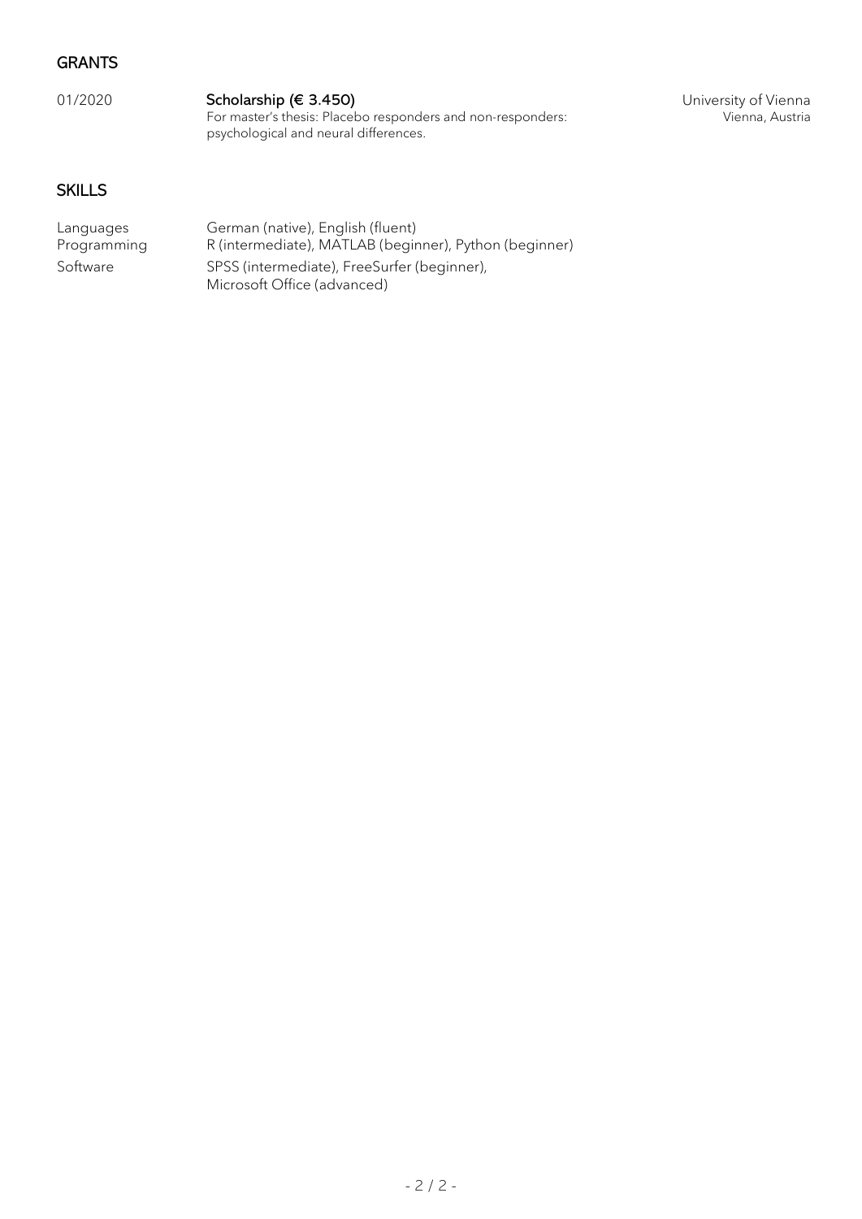## GRANTS

01/2020 **Scholarship (€ 3.450)**
For master's thesis: Placebo responders and non-responders: psychological and neural differences.
University of Vienna
Vienna, Austria

## SKILLS

| | |
|---|---|
| Languages | German (native), English (fluent) |
| Programming | R (intermediate), MATLAB (beginner), Python (beginner) |
| Software | SPSS (intermediate), FreeSurfer (beginner), Microsoft Office (advanced) |